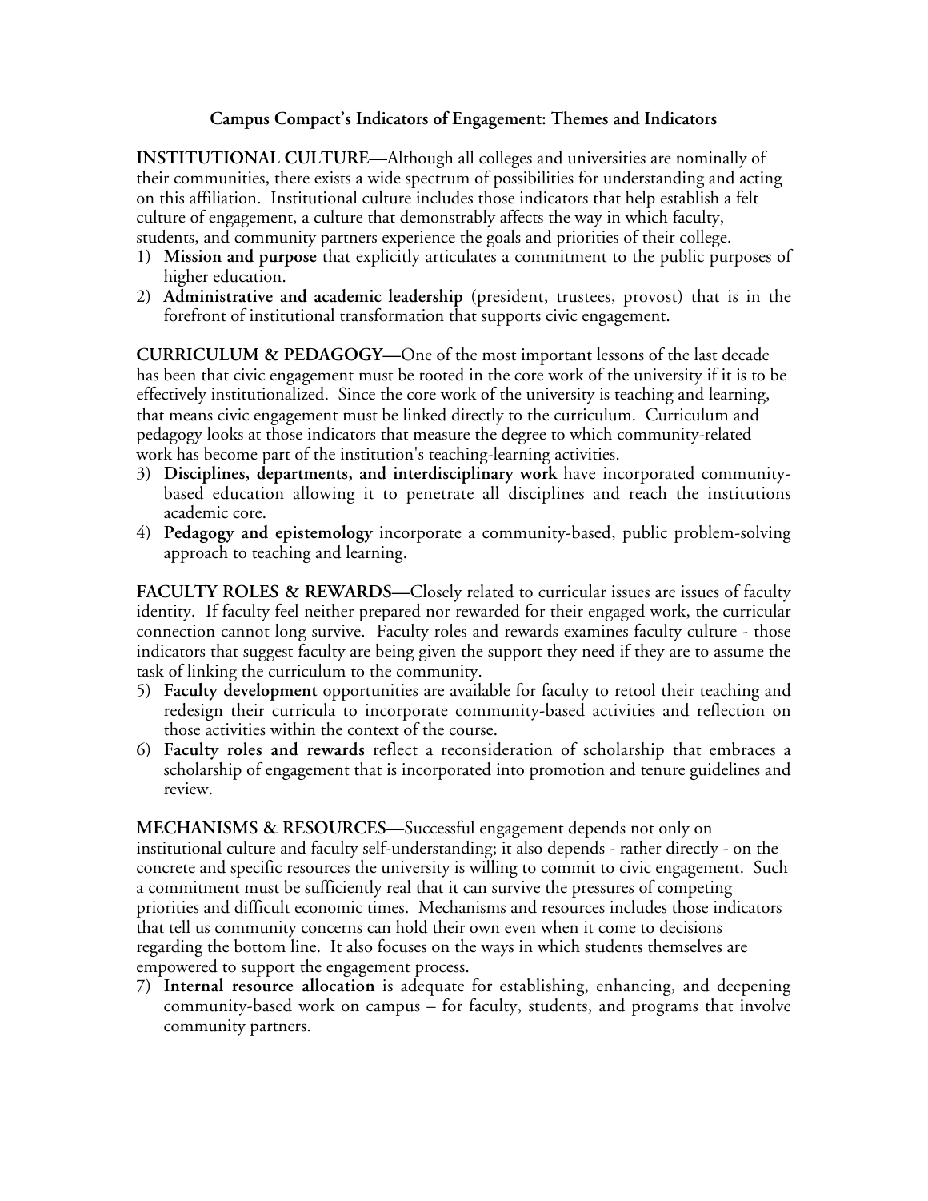## Campus Compact's Indicators of Engagement: Themes and Indicators

**INSTITUTIONAL CULTURE—**Although all colleges and universities are nominally of their communities, there exists a wide spectrum of possibilities for understanding and acting on this affiliation. Institutional culture includes those indicators that help establish a felt culture of engagement, a culture that demonstrably affects the way in which faculty, students, and community partners experience the goals and priorities of their college.

1) **Mission and purpose** that explicitly articulates a commitment to the public purposes of higher education.
2) **Administrative and academic leadership** (president, trustees, provost) that is in the forefront of institutional transformation that supports civic engagement.

**CURRICULUM & PEDAGOGY—**One of the most important lessons of the last decade has been that civic engagement must be rooted in the core work of the university if it is to be effectively institutionalized. Since the core work of the university is teaching and learning, that means civic engagement must be linked directly to the curriculum. Curriculum and pedagogy looks at those indicators that measure the degree to which community-related work has become part of the institution's teaching-learning activities.

3) **Disciplines, departments, and interdisciplinary work** have incorporated community-based education allowing it to penetrate all disciplines and reach the institutions academic core.
4) **Pedagogy and epistemology** incorporate a community-based, public problem-solving approach to teaching and learning.

**FACULTY ROLES & REWARDS—**Closely related to curricular issues are issues of faculty identity. If faculty feel neither prepared nor rewarded for their engaged work, the curricular connection cannot long survive. Faculty roles and rewards examines faculty culture - those indicators that suggest faculty are being given the support they need if they are to assume the task of linking the curriculum to the community.

5) **Faculty development** opportunities are available for faculty to retool their teaching and redesign their curricula to incorporate community-based activities and reflection on those activities within the context of the course.
6) **Faculty roles and rewards** reflect a reconsideration of scholarship that embraces a scholarship of engagement that is incorporated into promotion and tenure guidelines and review.

**MECHANISMS & RESOURCES—**Successful engagement depends not only on institutional culture and faculty self-understanding; it also depends - rather directly - on the concrete and specific resources the university is willing to commit to civic engagement. Such a commitment must be sufficiently real that it can survive the pressures of competing priorities and difficult economic times. Mechanisms and resources includes those indicators that tell us community concerns can hold their own even when it come to decisions regarding the bottom line. It also focuses on the ways in which students themselves are empowered to support the engagement process.

7) **Internal resource allocation** is adequate for establishing, enhancing, and deepening community-based work on campus – for faculty, students, and programs that involve community partners.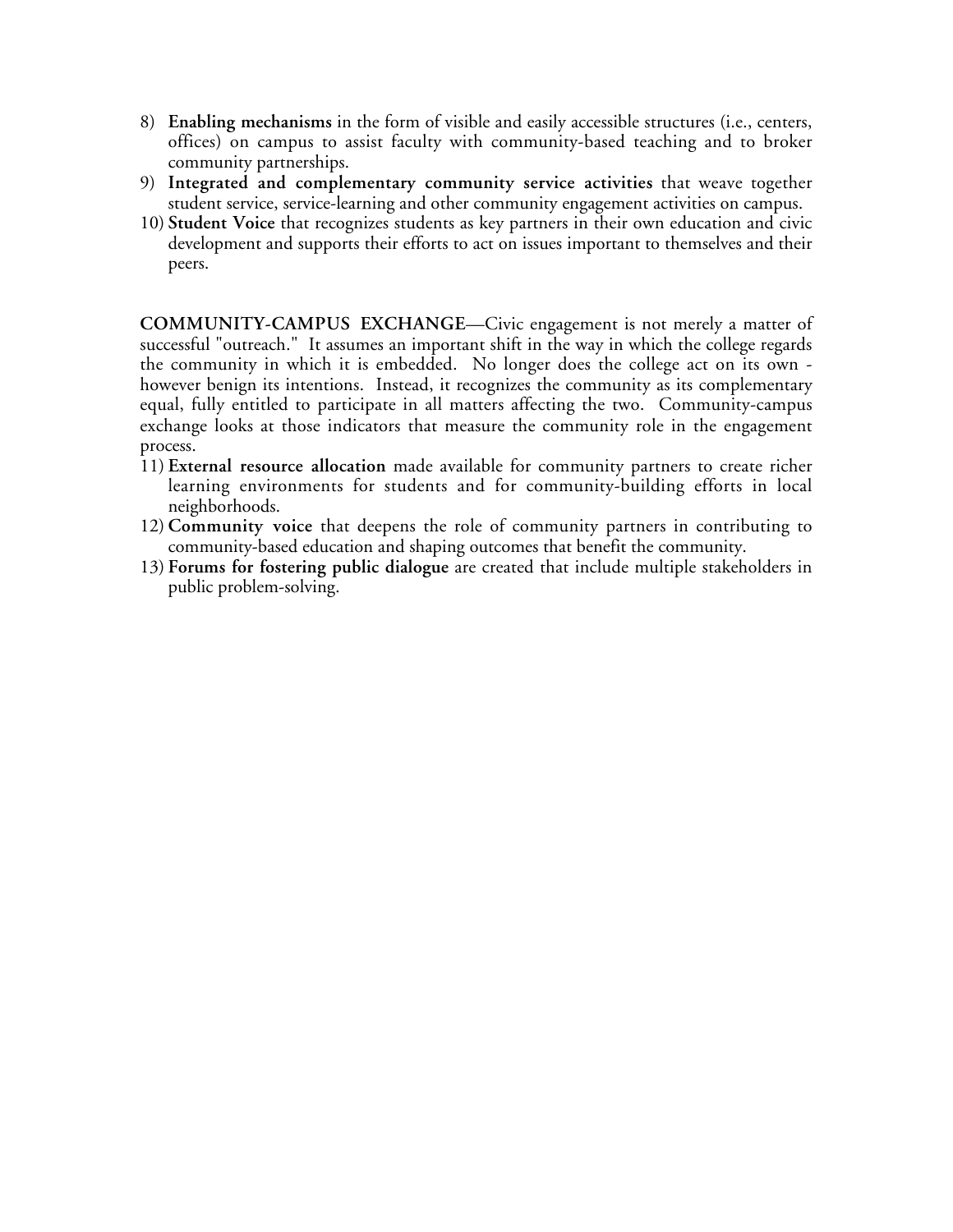8) **Enabling mechanisms** in the form of visible and easily accessible structures (i.e., centers, offices) on campus to assist faculty with community-based teaching and to broker community partnerships.
9) **Integrated and complementary community service activities** that weave together student service, service-learning and other community engagement activities on campus.
10) **Student Voice** that recognizes students as key partners in their own education and civic development and supports their efforts to act on issues important to themselves and their peers.

**COMMUNITY-CAMPUS EXCHANGE**—Civic engagement is not merely a matter of successful "outreach." It assumes an important shift in the way in which the college regards the community in which it is embedded. No longer does the college act on its own - however benign its intentions. Instead, it recognizes the community as its complementary equal, fully entitled to participate in all matters affecting the two. Community-campus exchange looks at those indicators that measure the community role in the engagement process.

11) **External resource allocation** made available for community partners to create richer learning environments for students and for community-building efforts in local neighborhoods.
12) **Community voice** that deepens the role of community partners in contributing to community-based education and shaping outcomes that benefit the community.
13) **Forums for fostering public dialogue** are created that include multiple stakeholders in public problem-solving.